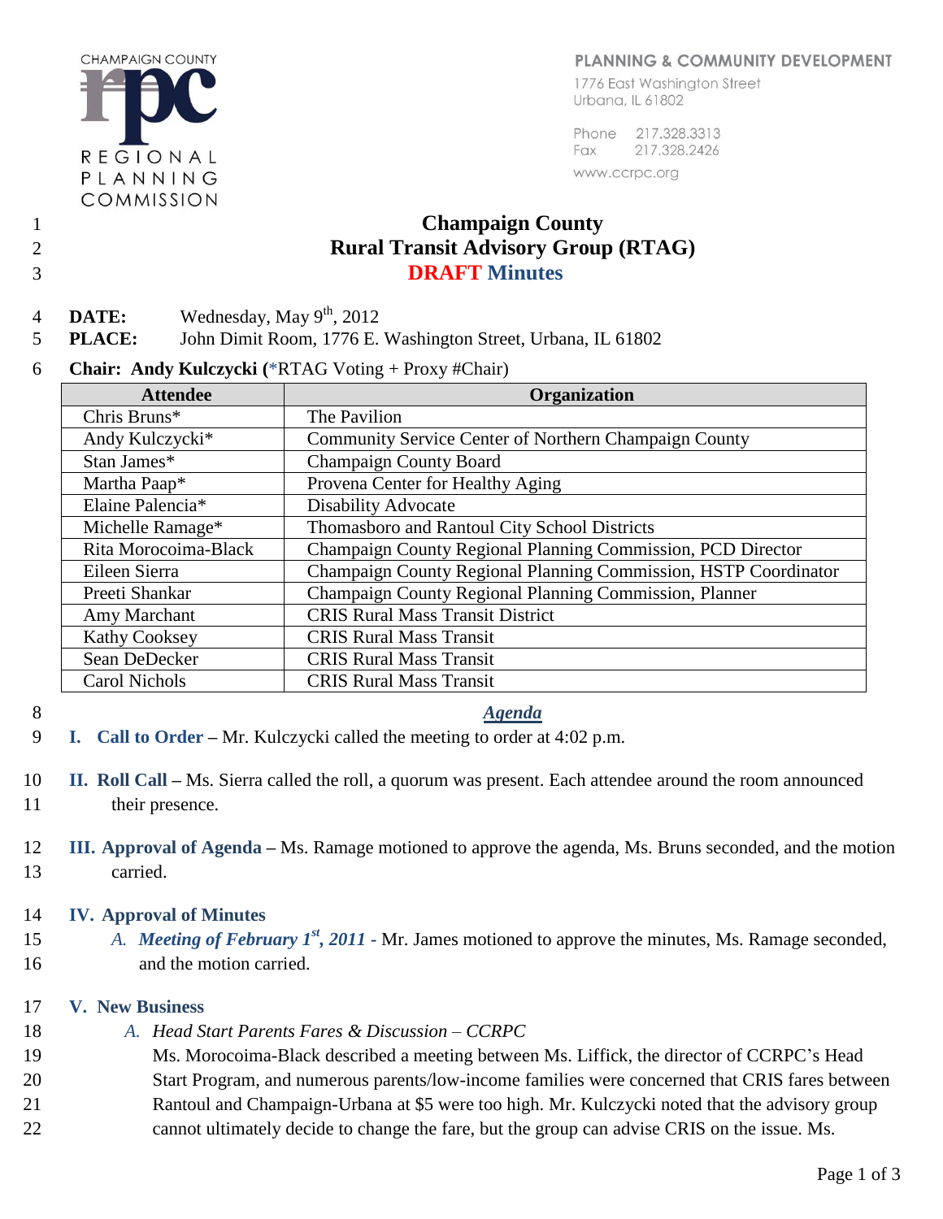CHAMPAIGN COUNTY
REGIONAL PLANNING COMMISSION

PLANNING & COMMUNITY DEVELOPMENT
1776 East Washington Street
Urbana, IL 61802

Phone 217.328.3313
Fax 217.328.2426
www.ccrpc.org

# Champaign County
# Rural Transit Advisory Group (RTAG)
# DRAFT Minutes

**DATE:** Wednesday, May 9th, 2012
**PLACE:** John Dimit Room, 1776 E. Washington Street, Urbana, IL 61802

**Chair: Andy Kulczycki (**\*RTAG Voting + Proxy #Chair)

| Attendee | Organization |
|---|---|
| Chris Bruns* | The Pavilion |
| Andy Kulczycki* | Community Service Center of Northern Champaign County |
| Stan James* | Champaign County Board |
| Martha Paap* | Provena Center for Healthy Aging |
| Elaine Palencia* | Disability Advocate |
| Michelle Ramage* | Thomasboro and Rantoul City School Districts |
| Rita Morocoima-Black | Champaign County Regional Planning Commission, PCD Director |
| Eileen Sierra | Champaign County Regional Planning Commission, HSTP Coordinator |
| Preeti Shankar | Champaign County Regional Planning Commission, Planner |
| Amy Marchant | CRIS Rural Mass Transit District |
| Kathy Cooksey | CRIS Rural Mass Transit |
| Sean DeDecker | CRIS Rural Mass Transit |
| Carol Nichols | CRIS Rural Mass Transit |

## *Agenda*

**I. Call to Order –** Mr. Kulczycki called the meeting to order at 4:02 p.m.

**II. Roll Call –** Ms. Sierra called the roll, a quorum was present. Each attendee around the room announced their presence.

**III. Approval of Agenda –** Ms. Ramage motioned to approve the agenda, Ms. Bruns seconded, and the motion carried.

**IV. Approval of Minutes**

*A.* ***Meeting of February 1st, 2011 -*** Mr. James motioned to approve the minutes, Ms. Ramage seconded, and the motion carried.

**V. New Business**

*A. Head Start Parents Fares & Discussion – CCRPC*

Ms. Morocoima-Black described a meeting between Ms. Liffick, the director of CCRPC's Head Start Program, and numerous parents/low-income families were concerned that CRIS fares between Rantoul and Champaign-Urbana at $5 were too high. Mr. Kulczycki noted that the advisory group cannot ultimately decide to change the fare, but the group can advise CRIS on the issue. Ms.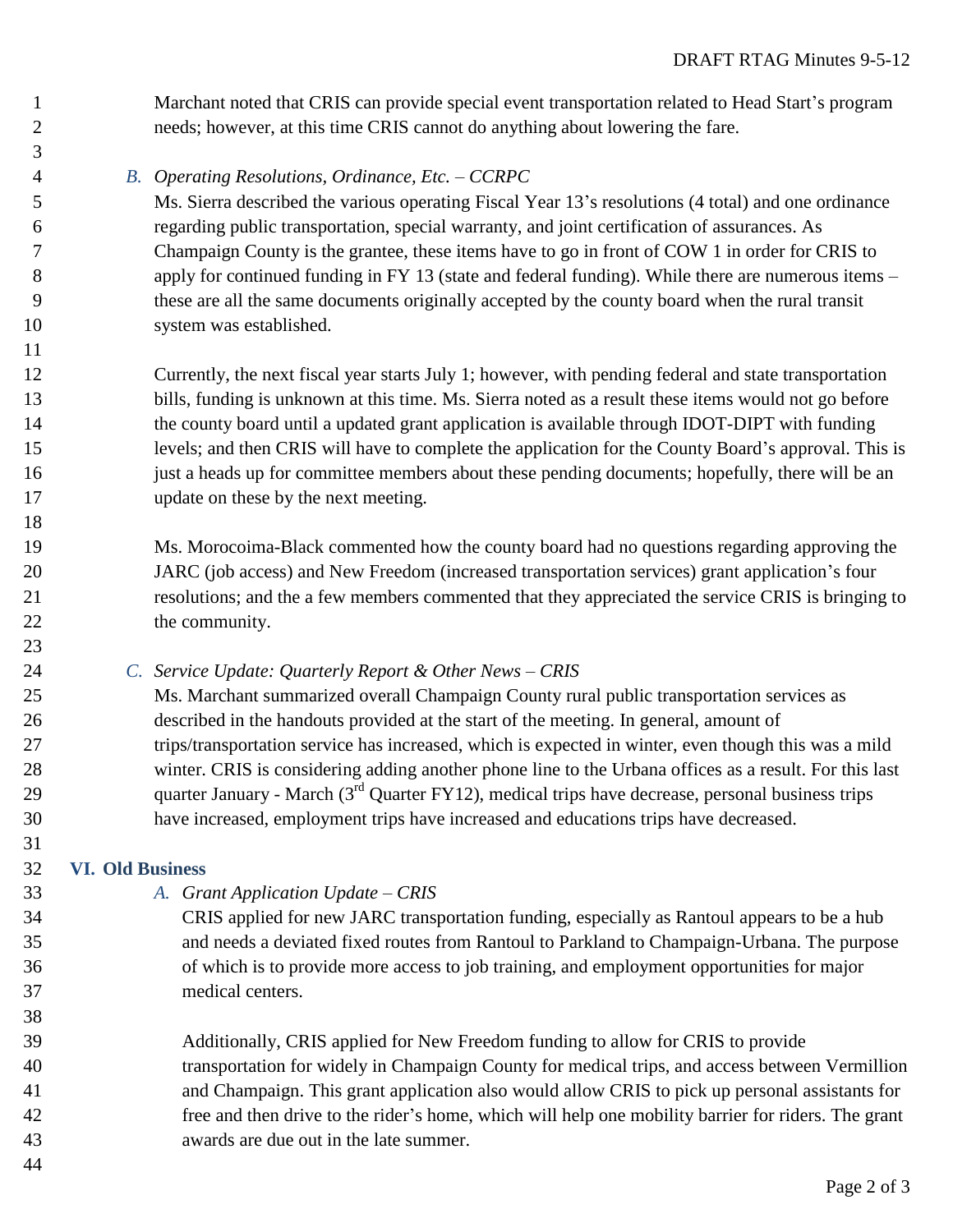Marchant noted that CRIS can provide special event transportation related to Head Start's program needs; however, at this time CRIS cannot do anything about lowering the fare.

*B. Operating Resolutions, Ordinance, Etc. – CCRPC*

Ms. Sierra described the various operating Fiscal Year 13's resolutions (4 total) and one ordinance regarding public transportation, special warranty, and joint certification of assurances. As Champaign County is the grantee, these items have to go in front of COW 1 in order for CRIS to apply for continued funding in FY 13 (state and federal funding). While there are numerous items – these are all the same documents originally accepted by the county board when the rural transit system was established.

Currently, the next fiscal year starts July 1; however, with pending federal and state transportation bills, funding is unknown at this time. Ms. Sierra noted as a result these items would not go before the county board until a updated grant application is available through IDOT-DIPT with funding levels; and then CRIS will have to complete the application for the County Board's approval. This is just a heads up for committee members about these pending documents; hopefully, there will be an update on these by the next meeting.

Ms. Morocoima-Black commented how the county board had no questions regarding approving the JARC (job access) and New Freedom (increased transportation services) grant application's four resolutions; and the a few members commented that they appreciated the service CRIS is bringing to the community.

*C. Service Update: Quarterly Report & Other News – CRIS*

Ms. Marchant summarized overall Champaign County rural public transportation services as described in the handouts provided at the start of the meeting. In general, amount of trips/transportation service has increased, which is expected in winter, even though this was a mild winter. CRIS is considering adding another phone line to the Urbana offices as a result. For this last quarter January - March (3rd Quarter FY12), medical trips have decrease, personal business trips have increased, employment trips have increased and educations trips have decreased.

## VI. Old Business

*A. Grant Application Update – CRIS*

CRIS applied for new JARC transportation funding, especially as Rantoul appears to be a hub and needs a deviated fixed routes from Rantoul to Parkland to Champaign-Urbana. The purpose of which is to provide more access to job training, and employment opportunities for major medical centers.

Additionally, CRIS applied for New Freedom funding to allow for CRIS to provide transportation for widely in Champaign County for medical trips, and access between Vermillion and Champaign. This grant application also would allow CRIS to pick up personal assistants for free and then drive to the rider's home, which will help one mobility barrier for riders. The grant awards are due out in the late summer.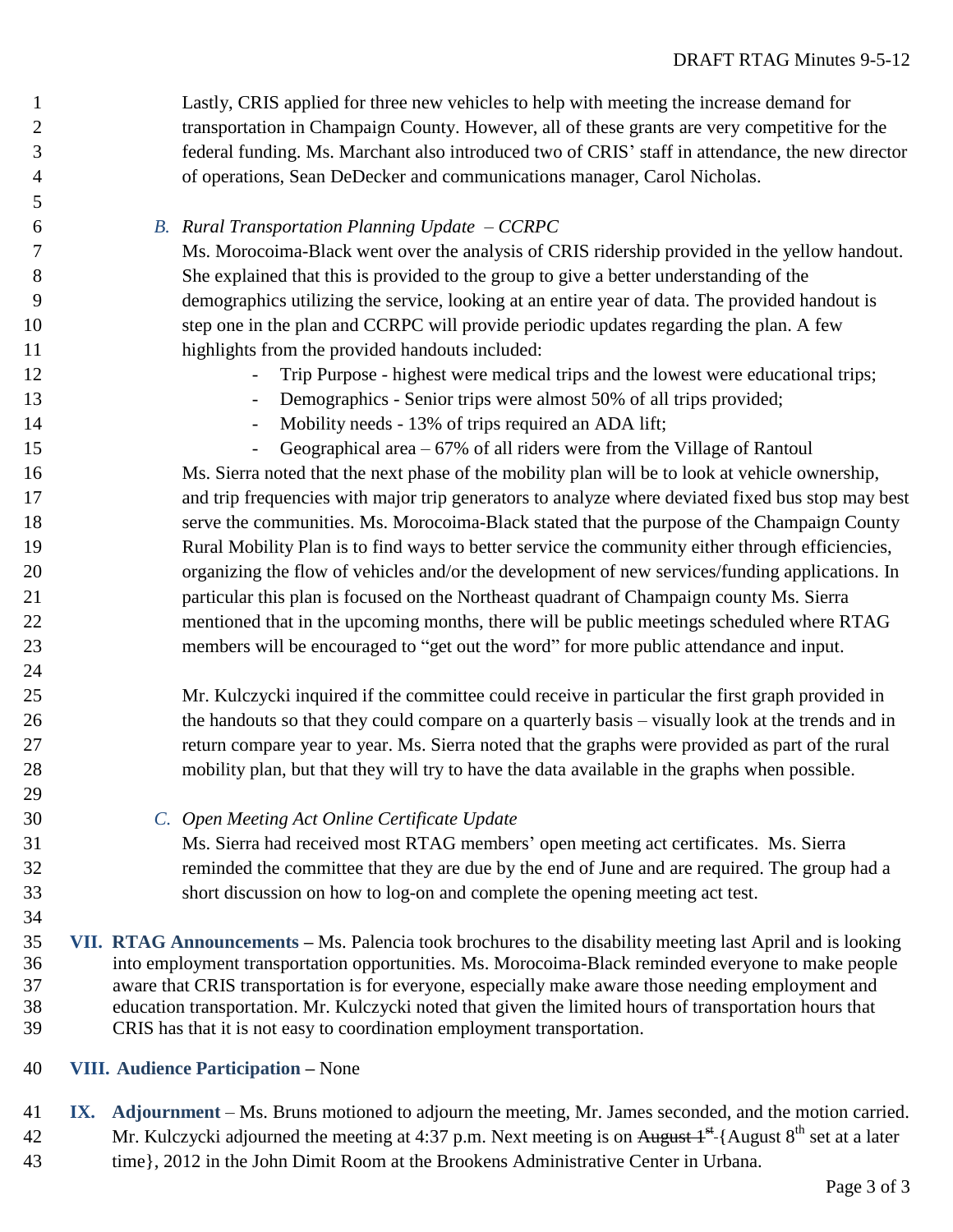Lastly, CRIS applied for three new vehicles to help with meeting the increase demand for transportation in Champaign County. However, all of these grants are very competitive for the federal funding. Ms. Marchant also introduced two of CRIS' staff in attendance, the new director of operations, Sean DeDecker and communications manager, Carol Nicholas.

*B. Rural Transportation Planning Update – CCRPC*

Ms. Morocoima-Black went over the analysis of CRIS ridership provided in the yellow handout. She explained that this is provided to the group to give a better understanding of the demographics utilizing the service, looking at an entire year of data. The provided handout is step one in the plan and CCRPC will provide periodic updates regarding the plan. A few highlights from the provided handouts included:

- Trip Purpose - highest were medical trips and the lowest were educational trips;
- Demographics - Senior trips were almost 50% of all trips provided;
- Mobility needs - 13% of trips required an ADA lift;
- Geographical area – 67% of all riders were from the Village of Rantoul

Ms. Sierra noted that the next phase of the mobility plan will be to look at vehicle ownership, and trip frequencies with major trip generators to analyze where deviated fixed bus stop may best serve the communities. Ms. Morocoima-Black stated that the purpose of the Champaign County Rural Mobility Plan is to find ways to better service the community either through efficiencies, organizing the flow of vehicles and/or the development of new services/funding applications. In particular this plan is focused on the Northeast quadrant of Champaign county Ms. Sierra mentioned that in the upcoming months, there will be public meetings scheduled where RTAG members will be encouraged to "get out the word" for more public attendance and input.

Mr. Kulczycki inquired if the committee could receive in particular the first graph provided in the handouts so that they could compare on a quarterly basis – visually look at the trends and in return compare year to year. Ms. Sierra noted that the graphs were provided as part of the rural mobility plan, but that they will try to have the data available in the graphs when possible.

*C. Open Meeting Act Online Certificate Update*

Ms. Sierra had received most RTAG members' open meeting act certificates. Ms. Sierra reminded the committee that they are due by the end of June and are required. The group had a short discussion on how to log-on and complete the opening meeting act test.

**VII. RTAG Announcements –** Ms. Palencia took brochures to the disability meeting last April and is looking into employment transportation opportunities. Ms. Morocoima-Black reminded everyone to make people aware that CRIS transportation is for everyone, especially make aware those needing employment and education transportation. Mr. Kulczycki noted that given the limited hours of transportation hours that CRIS has that it is not easy to coordination employment transportation.

**VIII. Audience Participation –** None

**IX. Adjournment** – Ms. Bruns motioned to adjourn the meeting, Mr. James seconded, and the motion carried. Mr. Kulczycki adjourned the meeting at 4:37 p.m. Next meeting is on ~~August 1st~~ {August 8th set at a later time}, 2012 in the John Dimit Room at the Brookens Administrative Center in Urbana.